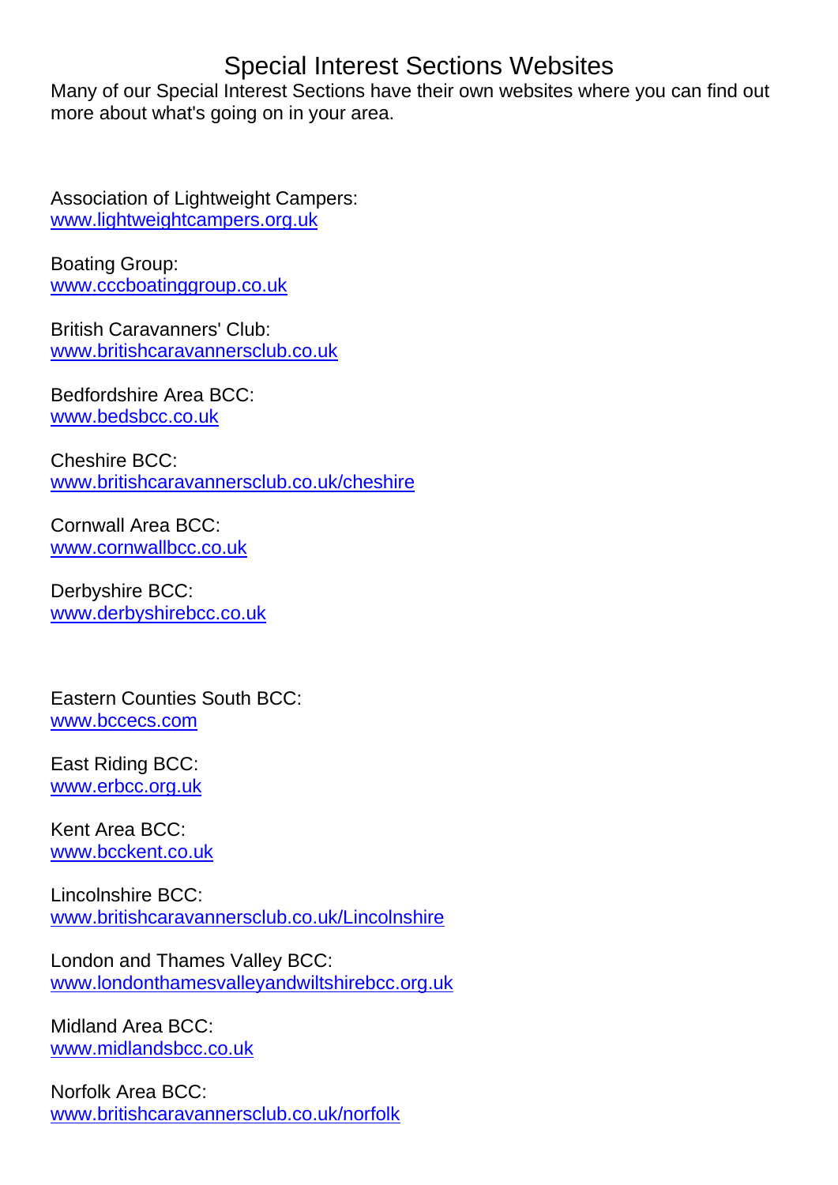# Special Interest Sections Websites

Many of our Special Interest Sections have their own websites where you can find out more about what's going on in your area.

Association of Lightweight Campers:
[www.lightweightcampers.org.uk](http://www.lightweightcampers.org.uk)

Boating Group:
[www.cccboatinggroup.co.uk](http://www.cccboatinggroup.co.uk)

British Caravanners' Club:
[www.britishcaravannersclub.co.uk](http://www.britishcaravannersclub.co.uk)

Bedfordshire Area BCC:
[www.bedsbcc.co.uk](http://www.bedsbcc.co.uk)

Cheshire BCC:
[www.britishcaravannersclub.co.uk/cheshire](http://www.britishcaravannersclub.co.uk/cheshire)

Cornwall Area BCC:
[www.cornwallbcc.co.uk](http://www.cornwallbcc.co.uk)

Derbyshire BCC:
[www.derbyshirebcc.co.uk](http://www.derbyshirebcc.co.uk)

Eastern Counties South BCC:
[www.bccecs.com](http://www.bccecs.com)

East Riding BCC:
[www.erbcc.org.uk](http://www.erbcc.org.uk)

Kent Area BCC:
[www.bcckent.co.uk](http://www.bcckent.co.uk)

Lincolnshire BCC:
[www.britishcaravannersclub.co.uk/Lincolnshire](http://www.britishcaravannersclub.co.uk/Lincolnshire)

London and Thames Valley BCC:
[www.londonthamesvalleyandwiltshirebcc.org.uk](http://www.londonthamesvalleyandwiltshirebcc.org.uk)

Midland Area BCC:
[www.midlandsbcc.co.uk](http://www.midlandsbcc.co.uk)

Norfolk Area BCC:
[www.britishcaravannersclub.co.uk/norfolk](http://www.britishcaravannersclub.co.uk/norfolk)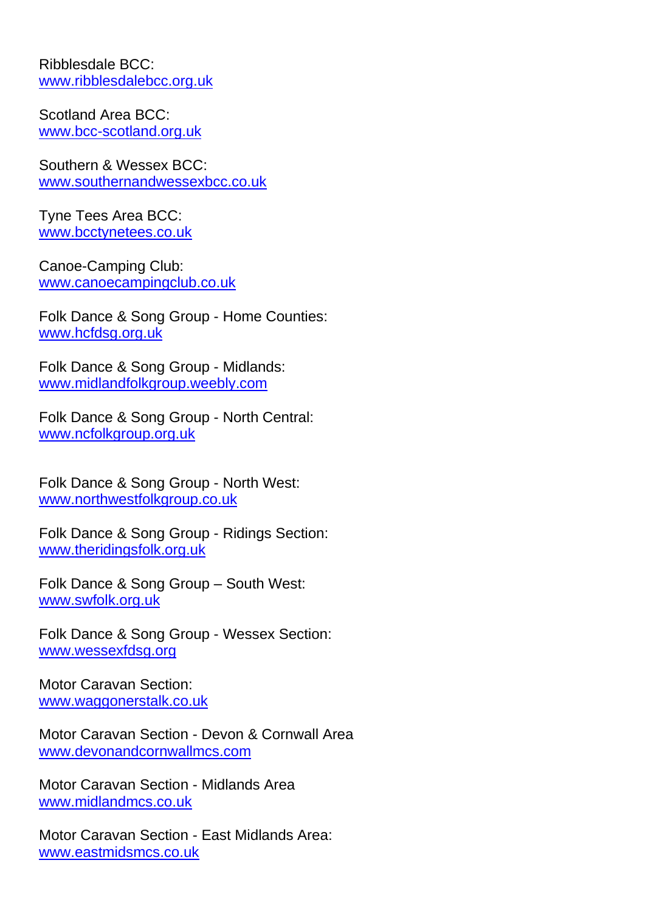Ribblesdale BCC:
www.ribblesdalebcc.org.uk

Scotland Area BCC:
www.bcc-scotland.org.uk

Southern & Wessex BCC:
www.southernandwessexbcc.co.uk

Tyne Tees Area BCC:
www.bcctynetees.co.uk

Canoe-Camping Club:
www.canoecampingclub.co.uk

Folk Dance & Song Group - Home Counties:
www.hcfdsg.org.uk

Folk Dance & Song Group - Midlands:
www.midlandfolkgroup.weebly.com

Folk Dance & Song Group - North Central:
www.ncfolkgroup.org.uk

Folk Dance & Song Group - North West:
www.northwestfolkgroup.co.uk

Folk Dance & Song Group - Ridings Section:
www.theridingsfolk.org.uk

Folk Dance & Song Group – South West:
www.swfolk.org.uk

Folk Dance & Song Group - Wessex Section:
www.wessexfdsg.org

Motor Caravan Section:
www.waggonerstalk.co.uk

Motor Caravan Section - Devon & Cornwall Area
www.devonandcornwallmcs.com

Motor Caravan Section - Midlands Area
www.midlandmcs.co.uk

Motor Caravan Section - East Midlands Area:
www.eastmidsmcs.co.uk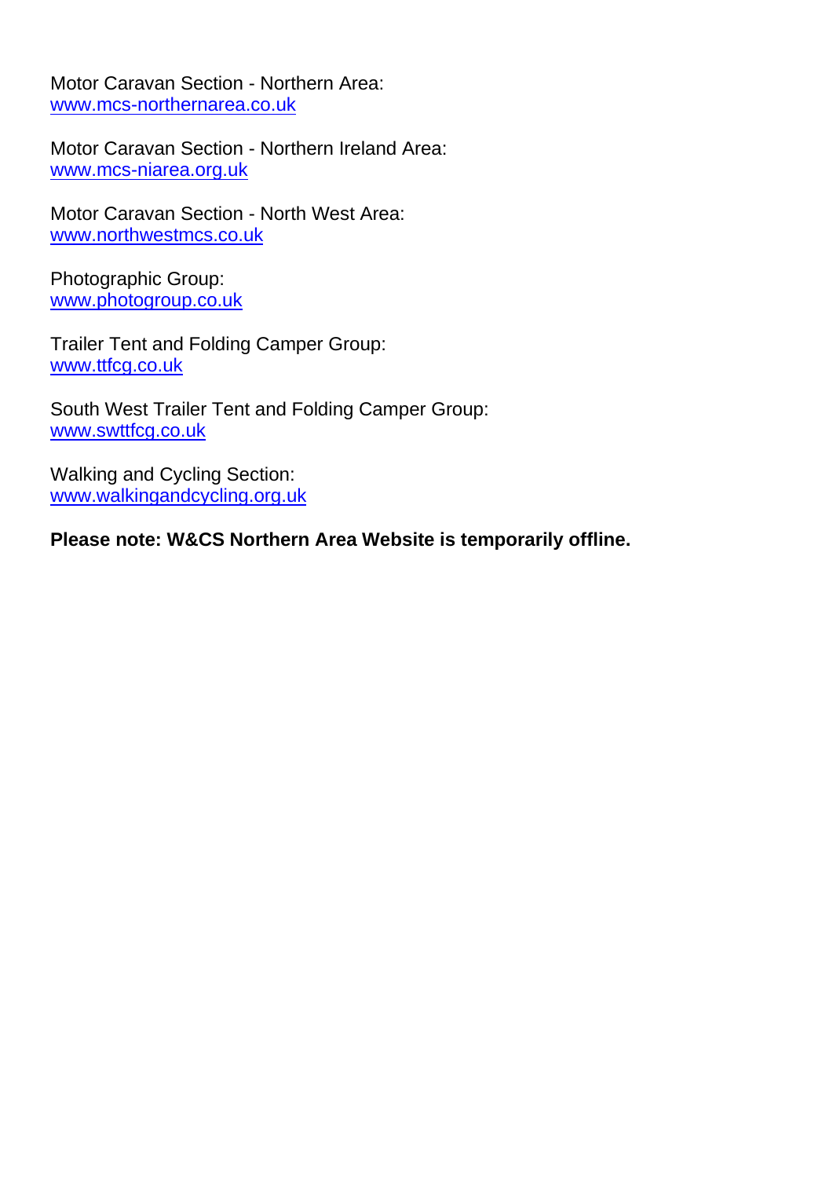Motor Caravan Section - Northern Area:
www.mcs-northernarea.co.uk

Motor Caravan Section - Northern Ireland Area:
www.mcs-niarea.org.uk

Motor Caravan Section - North West Area:
www.northwestmcs.co.uk

Photographic Group:
www.photogroup.co.uk

Trailer Tent and Folding Camper Group:
www.ttfcg.co.uk

South West Trailer Tent and Folding Camper Group:
www.swttfcg.co.uk

Walking and Cycling Section:
www.walkingandcycling.org.uk

**Please note: W&CS Northern Area Website is temporarily offline.**